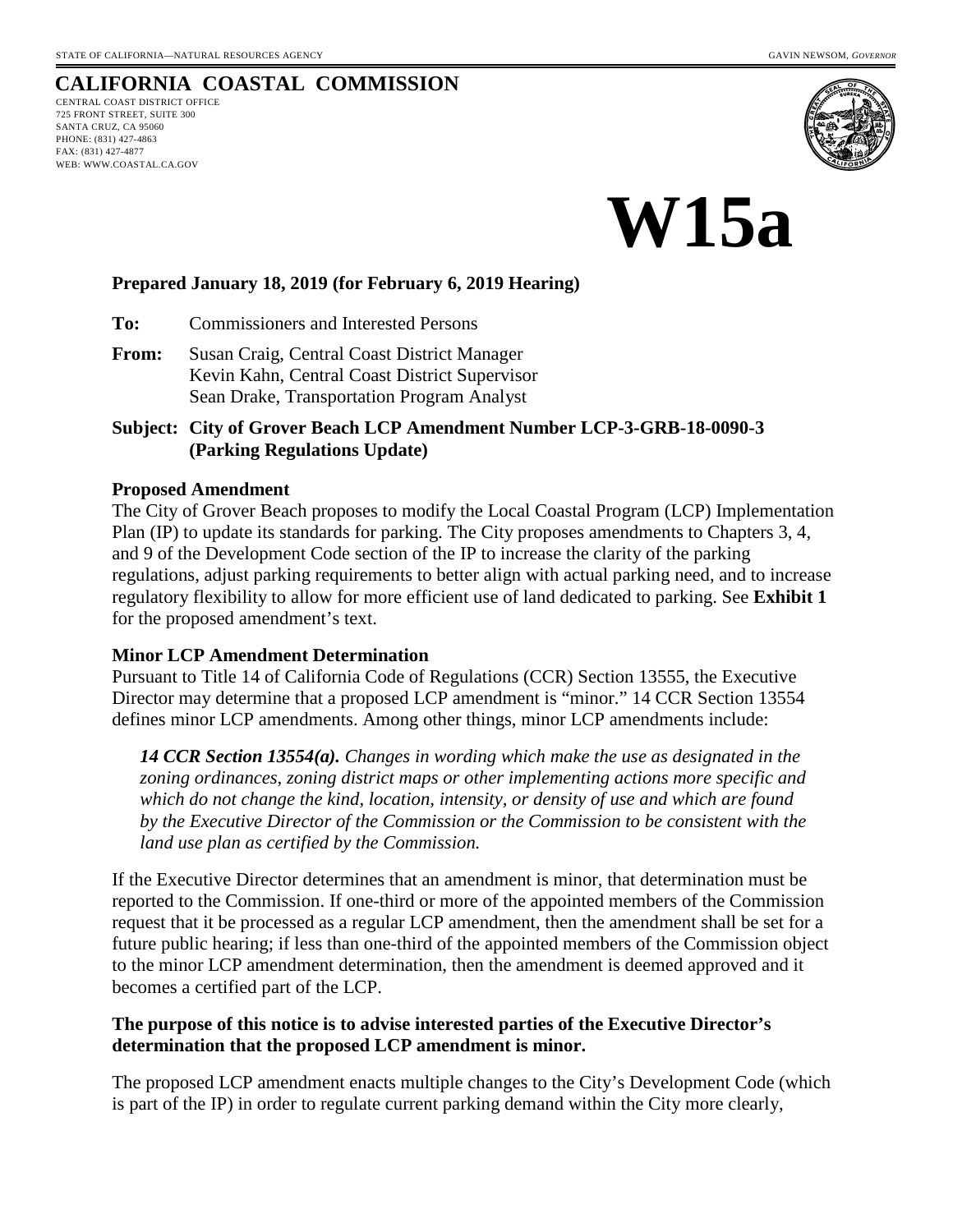STATE OF CALIFORNIA—NATURAL RESOURCES AGENCY GAVIN NEWSOM, *GOVERNOR*

# CALIFORNIA COASTAL COMMISSION

CENTRAL COAST DISTRICT OFFICE
725 FRONT STREET, SUITE 300
SANTA CRUZ, CA 95060
PHONE: (831) 427-4863
FAX: (831) 427-4877
WEB: WWW.COASTAL.CA.GOV

# W15a

**Prepared January 18, 2019 (for February 6, 2019 Hearing)**

**To:** Commissioners and Interested Persons

**From:** Susan Craig, Central Coast District Manager
Kevin Kahn, Central Coast District Supervisor
Sean Drake, Transportation Program Analyst

**Subject: City of Grover Beach LCP Amendment Number LCP-3-GRB-18-0090-3 (Parking Regulations Update)**

### Proposed Amendment

The City of Grover Beach proposes to modify the Local Coastal Program (LCP) Implementation Plan (IP) to update its standards for parking. The City proposes amendments to Chapters 3, 4, and 9 of the Development Code section of the IP to increase the clarity of the parking regulations, adjust parking requirements to better align with actual parking need, and to increase regulatory flexibility to allow for more efficient use of land dedicated to parking. See **Exhibit 1** for the proposed amendment's text.

### Minor LCP Amendment Determination

Pursuant to Title 14 of California Code of Regulations (CCR) Section 13555, the Executive Director may determine that a proposed LCP amendment is "minor." 14 CCR Section 13554 defines minor LCP amendments. Among other things, minor LCP amendments include:

> ***14 CCR Section 13554(a).*** *Changes in wording which make the use as designated in the zoning ordinances, zoning district maps or other implementing actions more specific and which do not change the kind, location, intensity, or density of use and which are found by the Executive Director of the Commission or the Commission to be consistent with the land use plan as certified by the Commission.*

If the Executive Director determines that an amendment is minor, that determination must be reported to the Commission. If one-third or more of the appointed members of the Commission request that it be processed as a regular LCP amendment, then the amendment shall be set for a future public hearing; if less than one-third of the appointed members of the Commission object to the minor LCP amendment determination, then the amendment is deemed approved and it becomes a certified part of the LCP.

**The purpose of this notice is to advise interested parties of the Executive Director's determination that the proposed LCP amendment is minor.**

The proposed LCP amendment enacts multiple changes to the City's Development Code (which is part of the IP) in order to regulate current parking demand within the City more clearly,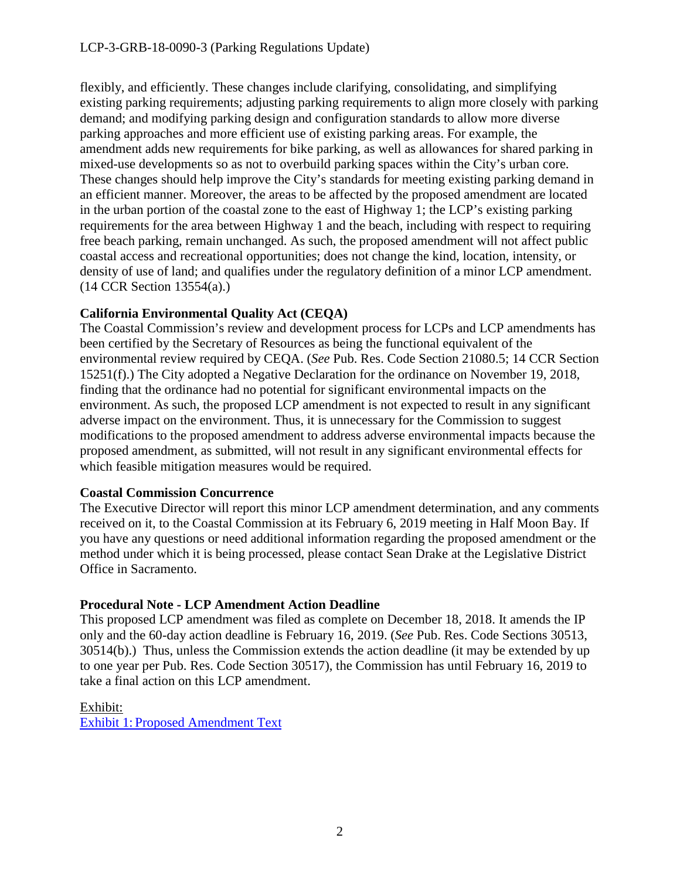flexibly, and efficiently. These changes include clarifying, consolidating, and simplifying existing parking requirements; adjusting parking requirements to align more closely with parking demand; and modifying parking design and configuration standards to allow more diverse parking approaches and more efficient use of existing parking areas. For example, the amendment adds new requirements for bike parking, as well as allowances for shared parking in mixed-use developments so as not to overbuild parking spaces within the City's urban core. These changes should help improve the City's standards for meeting existing parking demand in an efficient manner. Moreover, the areas to be affected by the proposed amendment are located in the urban portion of the coastal zone to the east of Highway 1; the LCP's existing parking requirements for the area between Highway 1 and the beach, including with respect to requiring free beach parking, remain unchanged. As such, the proposed amendment will not affect public coastal access and recreational opportunities; does not change the kind, location, intensity, or density of use of land; and qualifies under the regulatory definition of a minor LCP amendment. (14 CCR Section 13554(a).)

**California Environmental Quality Act (CEQA)**

The Coastal Commission's review and development process for LCPs and LCP amendments has been certified by the Secretary of Resources as being the functional equivalent of the environmental review required by CEQA. (*See* Pub. Res. Code Section 21080.5; 14 CCR Section 15251(f).) The City adopted a Negative Declaration for the ordinance on November 19, 2018, finding that the ordinance had no potential for significant environmental impacts on the environment. As such, the proposed LCP amendment is not expected to result in any significant adverse impact on the environment. Thus, it is unnecessary for the Commission to suggest modifications to the proposed amendment to address adverse environmental impacts because the proposed amendment, as submitted, will not result in any significant environmental effects for which feasible mitigation measures would be required.

**Coastal Commission Concurrence**

The Executive Director will report this minor LCP amendment determination, and any comments received on it, to the Coastal Commission at its February 6, 2019 meeting in Half Moon Bay. If you have any questions or need additional information regarding the proposed amendment or the method under which it is being processed, please contact Sean Drake at the Legislative District Office in Sacramento.

**Procedural Note - LCP Amendment Action Deadline**

This proposed LCP amendment was filed as complete on December 18, 2018. It amends the IP only and the 60-day action deadline is February 16, 2019. (*See* Pub. Res. Code Sections 30513, 30514(b).) Thus, unless the Commission extends the action deadline (it may be extended by up to one year per Pub. Res. Code Section 30517), the Commission has until February 16, 2019 to take a final action on this LCP amendment.

Exhibit:
Exhibit 1: Proposed Amendment Text